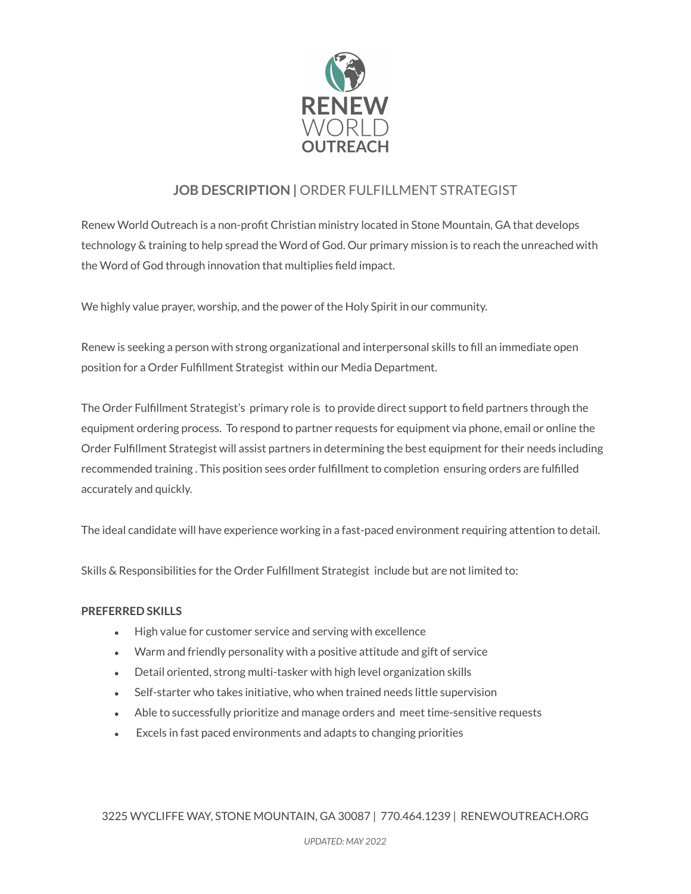**RENEW WORLD OUTREACH**

## **JOB DESCRIPTION |** ORDER FULFILLMENT STRATEGIST

Renew World Outreach is a non-profit Christian ministry located in Stone Mountain, GA that develops technology & training to help spread the Word of God. Our primary mission is to reach the unreached with the Word of God through innovation that multiplies field impact.

We highly value prayer, worship, and the power of the Holy Spirit in our community.

Renew is seeking a person with strong organizational and interpersonal skills to fill an immediate open position for a Order Fulfillment Strategist within our Media Department.

The Order Fulfillment Strategist's primary role is to provide direct support to field partners through the equipment ordering process. To respond to partner requests for equipment via phone, email or online the Order Fulfillment Strategist will assist partners in determining the best equipment for their needs including recommended training . This position sees order fulfillment to completion ensuring orders are fulfilled accurately and quickly.

The ideal candidate will have experience working in a fast-paced environment requiring attention to detail.

Skills & Responsibilities for the Order Fulfillment Strategist include but are not limited to:

**PREFERRED SKILLS**

- High value for customer service and serving with excellence
- Warm and friendly personality with a positive attitude and gift of service
- Detail oriented, strong multi-tasker with high level organization skills
- Self-starter who takes initiative, who when trained needs little supervision
- Able to successfully prioritize and manage orders and meet time-sensitive requests
- Excels in fast paced environments and adapts to changing priorities

3225 WYCLIFFE WAY, STONE MOUNTAIN, GA 30087 | 770.464.1239 | RENEWOUTREACH.ORG

*UPDATED: MAY 2022*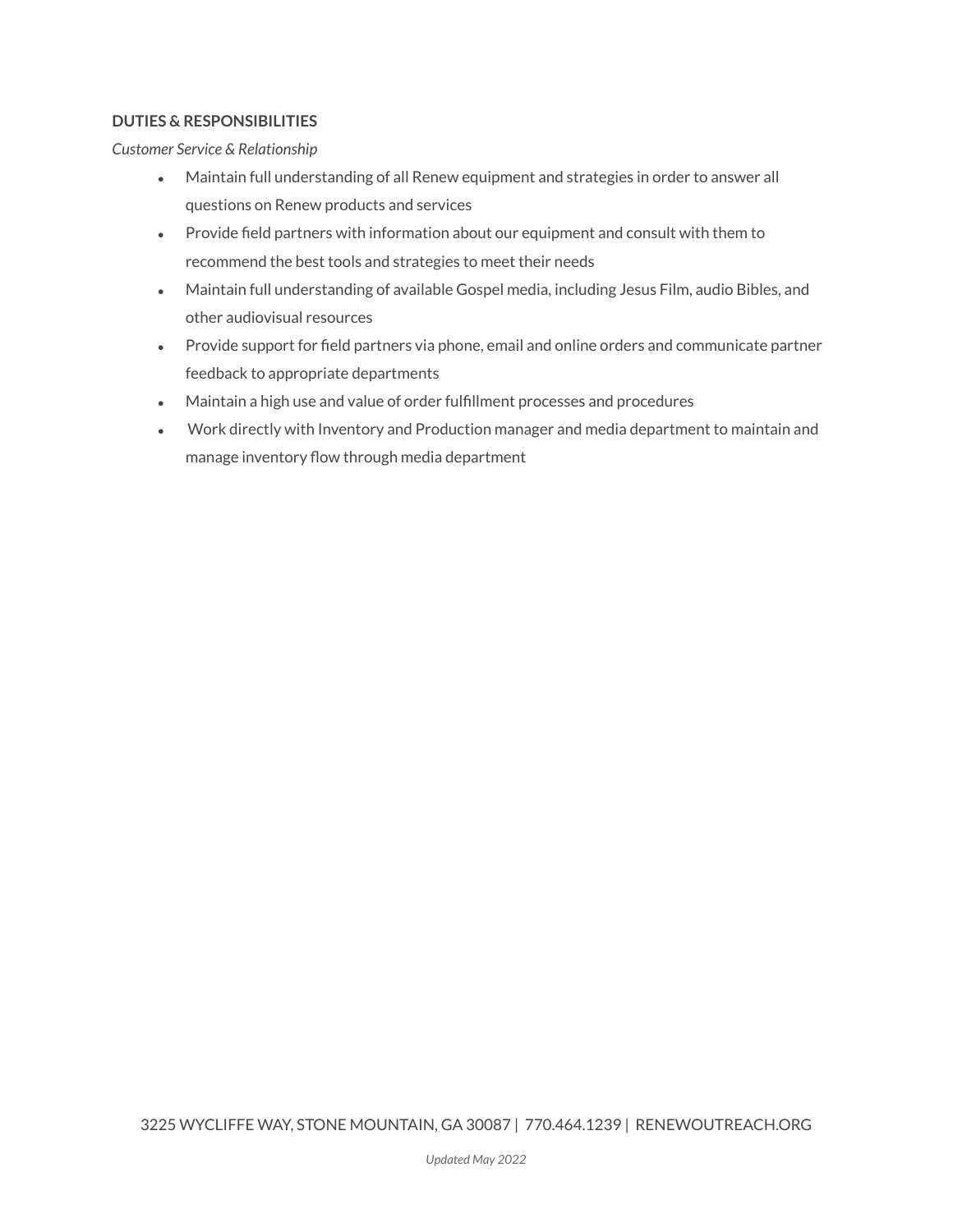**DUTIES & RESPONSIBILITIES**

*Customer Service & Relationship*

- Maintain full understanding of all Renew equipment and strategies in order to answer all questions on Renew products and services
- Provide field partners with information about our equipment and consult with them to recommend the best tools and strategies to meet their needs
- Maintain full understanding of available Gospel media, including Jesus Film, audio Bibles, and other audiovisual resources
- Provide support for field partners via phone, email and online orders and communicate partner feedback to appropriate departments
- Maintain a high use and value of order fulfillment processes and procedures
- Work directly with Inventory and Production manager and media department to maintain and manage inventory flow through media department

3225 WYCLIFFE WAY, STONE MOUNTAIN, GA 30087 | 770.464.1239 | RENEWOUTREACH.ORG

*Updated May 2022*